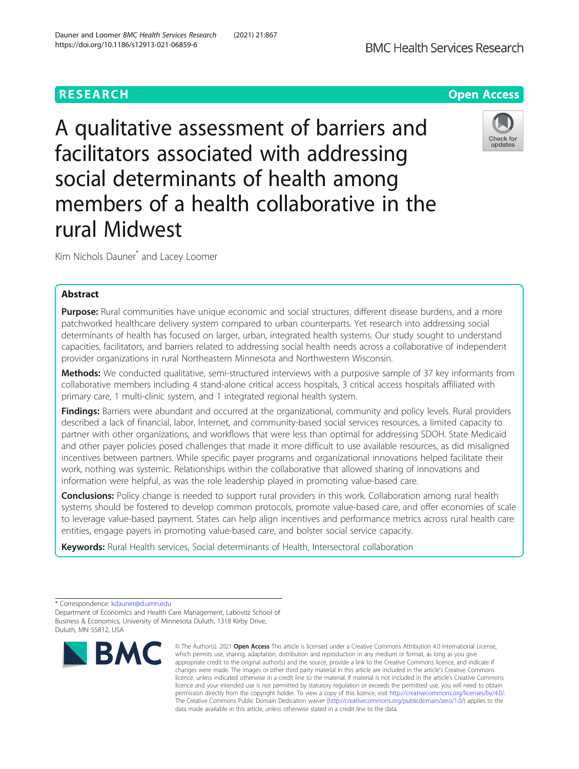RESEARCH

Open Access

# A qualitative assessment of barriers and facilitators associated with addressing social determinants of health among members of a health collaborative in the rural Midwest

Kim Nichols Dauner* and Lacey Loomer

## Abstract

**Purpose:** Rural communities have unique economic and social structures, different disease burdens, and a more patchworked healthcare delivery system compared to urban counterparts. Yet research into addressing social determinants of health has focused on larger, urban, integrated health systems. Our study sought to understand capacities, facilitators, and barriers related to addressing social health needs across a collaborative of independent provider organizations in rural Northeastern Minnesota and Northwestern Wisconsin.

**Methods:** We conducted qualitative, semi-structured interviews with a purposive sample of 37 key informants from collaborative members including 4 stand-alone critical access hospitals, 3 critical access hospitals affiliated with primary care, 1 multi-clinic system, and 1 integrated regional health system.

**Findings:** Barriers were abundant and occurred at the organizational, community and policy levels. Rural providers described a lack of financial, labor, Internet, and community-based social services resources, a limited capacity to partner with other organizations, and workflows that were less than optimal for addressing SDOH. State Medicaid and other payer policies posed challenges that made it more difficult to use available resources, as did misaligned incentives between partners. While specific payer programs and organizational innovations helped facilitate their work, nothing was systemic. Relationships within the collaborative that allowed sharing of innovations and information were helpful, as was the role leadership played in promoting value-based care.

**Conclusions:** Policy change is needed to support rural providers in this work. Collaboration among rural health systems should be fostered to develop common protocols, promote value-based care, and offer economies of scale to leverage value-based payment. States can help align incentives and performance metrics across rural health care entities, engage payers in promoting value-based care, and bolster social service capacity.

**Keywords:** Rural Health services, Social determinants of Health, Intersectoral collaboration

---

* Correspondence: kdauner@d.umn.edu
Department of Economics and Health Care Management, Labovitz School of Business & Economics, University of Minnesota Duluth, 1318 Kirby Drive, Duluth, MN 55812, USA

© The Author(s). 2021 **Open Access** This article is licensed under a Creative Commons Attribution 4.0 International License, which permits use, sharing, adaptation, distribution and reproduction in any medium or format, as long as you give appropriate credit to the original author(s) and the source, provide a link to the Creative Commons licence, and indicate if changes were made. The images or other third party material in this article are included in the article's Creative Commons licence, unless indicated otherwise in a credit line to the material. If material is not included in the article's Creative Commons licence and your intended use is not permitted by statutory regulation or exceeds the permitted use, you will need to obtain permission directly from the copyright holder. To view a copy of this licence, visit http://creativecommons.org/licenses/by/4.0/. The Creative Commons Public Domain Dedication waiver (http://creativecommons.org/publicdomain/zero/1.0/) applies to the data made available in this article, unless otherwise stated in a credit line to the data.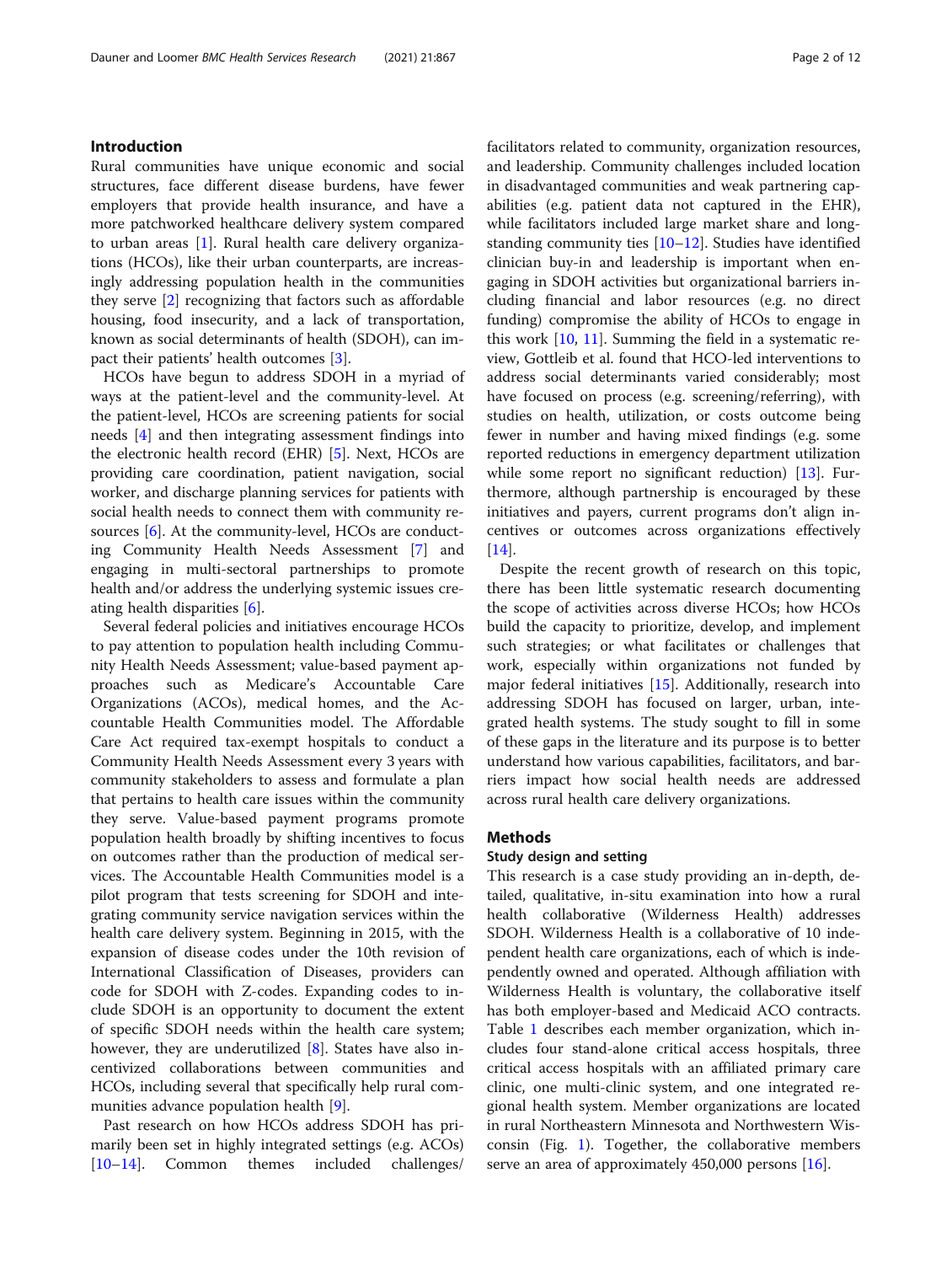## Introduction

Rural communities have unique economic and social structures, face different disease burdens, have fewer employers that provide health insurance, and have a more patchworked healthcare delivery system compared to urban areas [1]. Rural health care delivery organizations (HCOs), like their urban counterparts, are increasingly addressing population health in the communities they serve [2] recognizing that factors such as affordable housing, food insecurity, and a lack of transportation, known as social determinants of health (SDOH), can impact their patients' health outcomes [3].

HCOs have begun to address SDOH in a myriad of ways at the patient-level and the community-level. At the patient-level, HCOs are screening patients for social needs [4] and then integrating assessment findings into the electronic health record (EHR) [5]. Next, HCOs are providing care coordination, patient navigation, social worker, and discharge planning services for patients with social health needs to connect them with community resources [6]. At the community-level, HCOs are conducting Community Health Needs Assessment [7] and engaging in multi-sectoral partnerships to promote health and/or address the underlying systemic issues creating health disparities [6].

Several federal policies and initiatives encourage HCOs to pay attention to population health including Community Health Needs Assessment; value-based payment approaches such as Medicare's Accountable Care Organizations (ACOs), medical homes, and the Accountable Health Communities model. The Affordable Care Act required tax-exempt hospitals to conduct a Community Health Needs Assessment every 3 years with community stakeholders to assess and formulate a plan that pertains to health care issues within the community they serve. Value-based payment programs promote population health broadly by shifting incentives to focus on outcomes rather than the production of medical services. The Accountable Health Communities model is a pilot program that tests screening for SDOH and integrating community service navigation services within the health care delivery system. Beginning in 2015, with the expansion of disease codes under the 10th revision of International Classification of Diseases, providers can code for SDOH with Z-codes. Expanding codes to include SDOH is an opportunity to document the extent of specific SDOH needs within the health care system; however, they are underutilized [8]. States have also incentivized collaborations between communities and HCOs, including several that specifically help rural communities advance population health [9].

Past research on how HCOs address SDOH has primarily been set in highly integrated settings (e.g. ACOs) [10–14]. Common themes included challenges/facilitators related to community, organization resources, and leadership. Community challenges included location in disadvantaged communities and weak partnering capabilities (e.g. patient data not captured in the EHR), while facilitators included large market share and long-standing community ties [10–12]. Studies have identified clinician buy-in and leadership is important when engaging in SDOH activities but organizational barriers including financial and labor resources (e.g. no direct funding) compromise the ability of HCOs to engage in this work [10, 11]. Summing the field in a systematic review, Gottleib et al. found that HCO-led interventions to address social determinants varied considerably; most have focused on process (e.g. screening/referring), with studies on health, utilization, or costs outcome being fewer in number and having mixed findings (e.g. some reported reductions in emergency department utilization while some report no significant reduction) [13]. Furthermore, although partnership is encouraged by these initiatives and payers, current programs don't align incentives or outcomes across organizations effectively [14].

Despite the recent growth of research on this topic, there has been little systematic research documenting the scope of activities across diverse HCOs; how HCOs build the capacity to prioritize, develop, and implement such strategies; or what facilitates or challenges that work, especially within organizations not funded by major federal initiatives [15]. Additionally, research into addressing SDOH has focused on larger, urban, integrated health systems. The study sought to fill in some of these gaps in the literature and its purpose is to better understand how various capabilities, facilitators, and barriers impact how social health needs are addressed across rural health care delivery organizations.

## Methods

### Study design and setting

This research is a case study providing an in-depth, detailed, qualitative, in-situ examination into how a rural health collaborative (Wilderness Health) addresses SDOH. Wilderness Health is a collaborative of 10 independent health care organizations, each of which is independently owned and operated. Although affiliation with Wilderness Health is voluntary, the collaborative itself has both employer-based and Medicaid ACO contracts. Table 1 describes each member organization, which includes four stand-alone critical access hospitals, three critical access hospitals with an affiliated primary care clinic, one multi-clinic system, and one integrated regional health system. Member organizations are located in rural Northeastern Minnesota and Northwestern Wisconsin (Fig. 1). Together, the collaborative members serve an area of approximately 450,000 persons [16].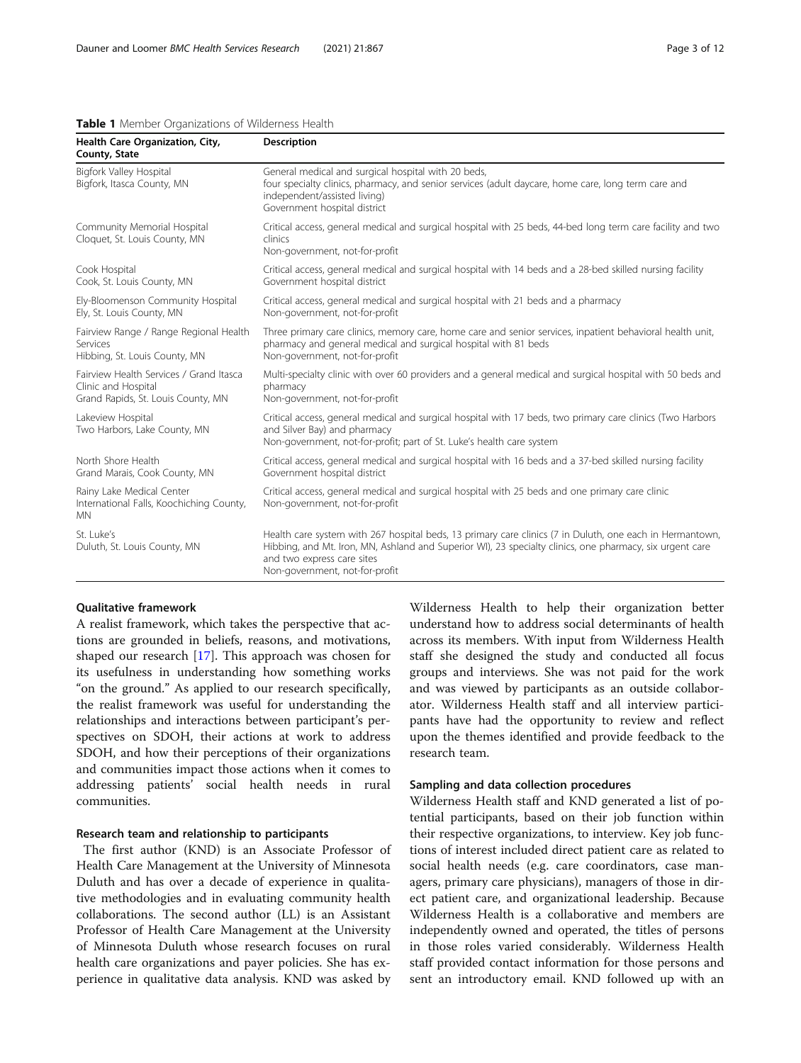**Table 1** Member Organizations of Wilderness Health

| Health Care Organization, City, County, State | Description |
|---|---|
| Bigfork Valley Hospital<br>Bigfork, Itasca County, MN | General medical and surgical hospital with 20 beds,<br>four specialty clinics, pharmacy, and senior services (adult daycare, home care, long term care and independent/assisted living)<br>Government hospital district |
| Community Memorial Hospital<br>Cloquet, St. Louis County, MN | Critical access, general medical and surgical hospital with 25 beds, 44-bed long term care facility and two clinics<br>Non-government, not-for-profit |
| Cook Hospital<br>Cook, St. Louis County, MN | Critical access, general medical and surgical hospital with 14 beds and a 28-bed skilled nursing facility<br>Government hospital district |
| Ely-Bloomenson Community Hospital<br>Ely, St. Louis County, MN | Critical access, general medical and surgical hospital with 21 beds and a pharmacy<br>Non-government, not-for-profit |
| Fairview Range / Range Regional Health Services<br>Hibbing, St. Louis County, MN | Three primary care clinics, memory care, home care and senior services, inpatient behavioral health unit, pharmacy and general medical and surgical hospital with 81 beds<br>Non-government, not-for-profit |
| Fairview Health Services / Grand Itasca Clinic and Hospital<br>Grand Rapids, St. Louis County, MN | Multi-specialty clinic with over 60 providers and a general medical and surgical hospital with 50 beds and pharmacy<br>Non-government, not-for-profit |
| Lakeview Hospital<br>Two Harbors, Lake County, MN | Critical access, general medical and surgical hospital with 17 beds, two primary care clinics (Two Harbors and Silver Bay) and pharmacy<br>Non-government, not-for-profit; part of St. Luke's health care system |
| North Shore Health<br>Grand Marais, Cook County, MN | Critical access, general medical and surgical hospital with 16 beds and a 37-bed skilled nursing facility<br>Government hospital district |
| Rainy Lake Medical Center<br>International Falls, Koochiching County, MN | Critical access, general medical and surgical hospital with 25 beds and one primary care clinic<br>Non-government, not-for-profit |
| St. Luke's<br>Duluth, St. Louis County, MN | Health care system with 267 hospital beds, 13 primary care clinics (7 in Duluth, one each in Hermantown, Hibbing, and Mt. Iron, MN, Ashland and Superior WI), 23 specialty clinics, one pharmacy, six urgent care and two express care sites<br>Non-government, not-for-profit |

### Qualitative framework

A realist framework, which takes the perspective that actions are grounded in beliefs, reasons, and motivations, shaped our research [17]. This approach was chosen for its usefulness in understanding how something works "on the ground." As applied to our research specifically, the realist framework was useful for understanding the relationships and interactions between participant's perspectives on SDOH, their actions at work to address SDOH, and how their perceptions of their organizations and communities impact those actions when it comes to addressing patients' social health needs in rural communities.

### Research team and relationship to participants

The first author (KND) is an Associate Professor of Health Care Management at the University of Minnesota Duluth and has over a decade of experience in qualitative methodologies and in evaluating community health collaborations. The second author (LL) is an Assistant Professor of Health Care Management at the University of Minnesota Duluth whose research focuses on rural health care organizations and payer policies. She has experience in qualitative data analysis. KND was asked by Wilderness Health to help their organization better understand how to address social determinants of health across its members. With input from Wilderness Health staff she designed the study and conducted all focus groups and interviews. She was not paid for the work and was viewed by participants as an outside collaborator. Wilderness Health staff and all interview participants have had the opportunity to review and reflect upon the themes identified and provide feedback to the research team.

### Sampling and data collection procedures

Wilderness Health staff and KND generated a list of potential participants, based on their job function within their respective organizations, to interview. Key job functions of interest included direct patient care as related to social health needs (e.g. care coordinators, case managers, primary care physicians), managers of those in direct patient care, and organizational leadership. Because Wilderness Health is a collaborative and members are independently owned and operated, the titles of persons in those roles varied considerably. Wilderness Health staff provided contact information for those persons and sent an introductory email. KND followed up with an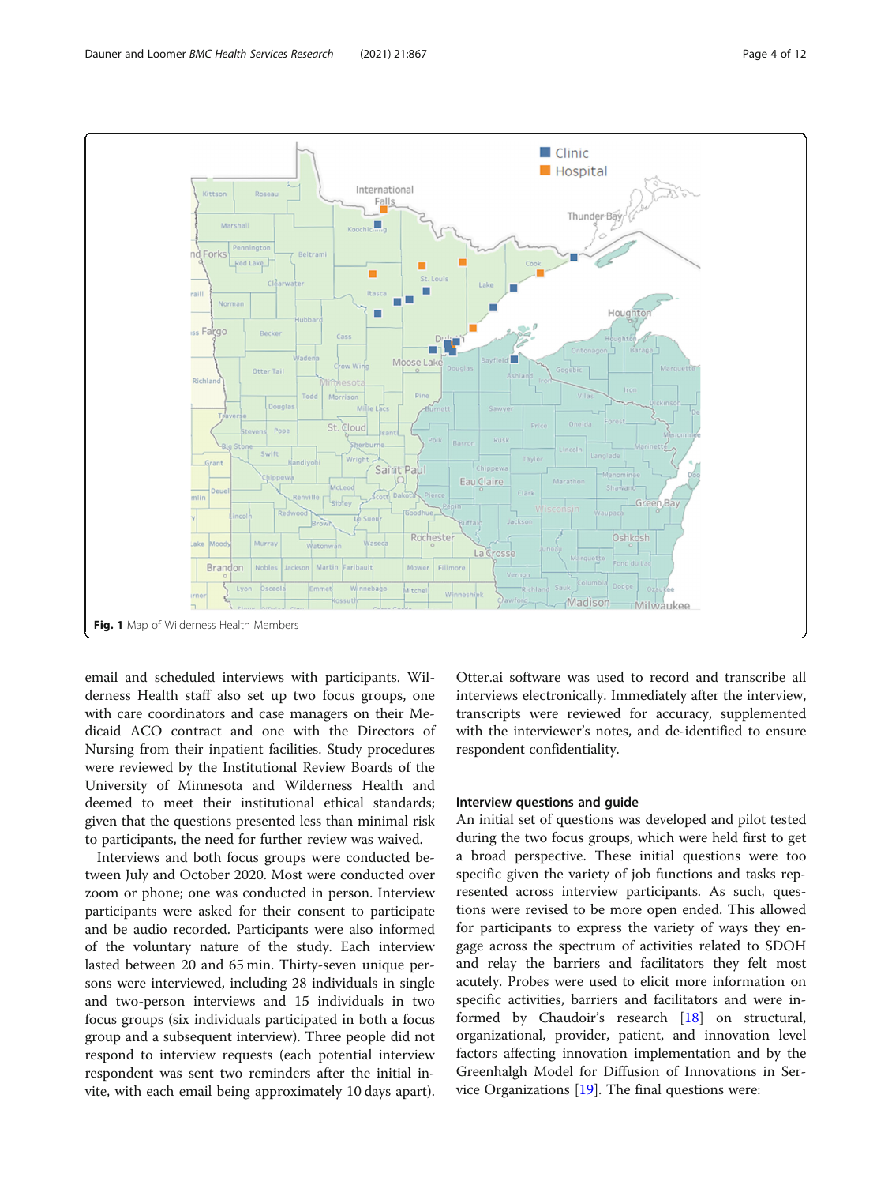Fig. 1 Map of Wilderness Health Members

email and scheduled interviews with participants. Wilderness Health staff also set up two focus groups, one with care coordinators and case managers on their Medicaid ACO contract and one with the Directors of Nursing from their inpatient facilities. Study procedures were reviewed by the Institutional Review Boards of the University of Minnesota and Wilderness Health and deemed to meet their institutional ethical standards; given that the questions presented less than minimal risk to participants, the need for further review was waived.

Interviews and both focus groups were conducted between July and October 2020. Most were conducted over zoom or phone; one was conducted in person. Interview participants were asked for their consent to participate and be audio recorded. Participants were also informed of the voluntary nature of the study. Each interview lasted between 20 and 65 min. Thirty-seven unique persons were interviewed, including 28 individuals in single and two-person interviews and 15 individuals in two focus groups (six individuals participated in both a focus group and a subsequent interview). Three people did not respond to interview requests (each potential interview respondent was sent two reminders after the initial invite, with each email being approximately 10 days apart). Otter.ai software was used to record and transcribe all interviews electronically. Immediately after the interview, transcripts were reviewed for accuracy, supplemented with the interviewer's notes, and de-identified to ensure respondent confidentiality.

### Interview questions and guide

An initial set of questions was developed and pilot tested during the two focus groups, which were held first to get a broad perspective. These initial questions were too specific given the variety of job functions and tasks represented across interview participants. As such, questions were revised to be more open ended. This allowed for participants to express the variety of ways they engage across the spectrum of activities related to SDOH and relay the barriers and facilitators they felt most acutely. Probes were used to elicit more information on specific activities, barriers and facilitators and were informed by Chaudoir's research [18] on structural, organizational, provider, patient, and innovation level factors affecting innovation implementation and by the Greenhalgh Model for Diffusion of Innovations in Service Organizations [19]. The final questions were: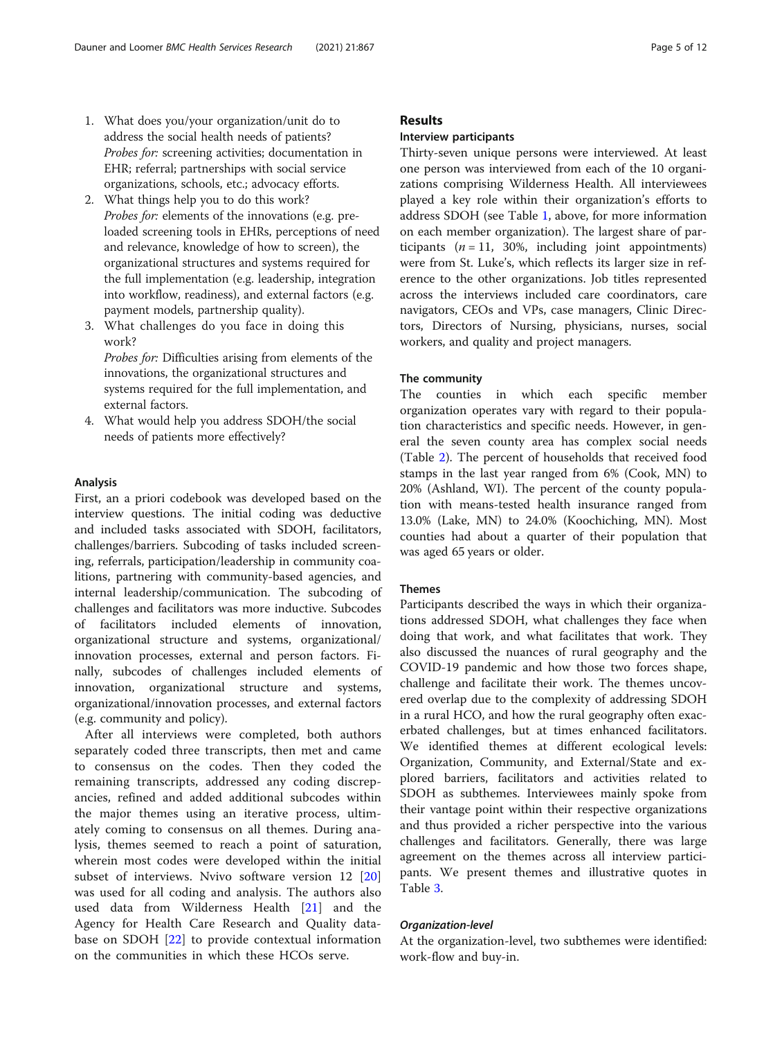1. What does you/your organization/unit do to address the social health needs of patients? *Probes for:* screening activities; documentation in EHR; referral; partnerships with social service organizations, schools, etc.; advocacy efforts.
2. What things help you to do this work? *Probes for:* elements of the innovations (e.g. preloaded screening tools in EHRs, perceptions of need and relevance, knowledge of how to screen), the organizational structures and systems required for the full implementation (e.g. leadership, integration into workflow, readiness), and external factors (e.g. payment models, partnership quality).
3. What challenges do you face in doing this work? *Probes for:* Difficulties arising from elements of the innovations, the organizational structures and systems required for the full implementation, and external factors.
4. What would help you address SDOH/the social needs of patients more effectively?

#### Analysis

First, an a priori codebook was developed based on the interview questions. The initial coding was deductive and included tasks associated with SDOH, facilitators, challenges/barriers. Subcoding of tasks included screening, referrals, participation/leadership in community coalitions, partnering with community-based agencies, and internal leadership/communication. The subcoding of challenges and facilitators was more inductive. Subcodes of facilitators included elements of innovation, organizational structure and systems, organizational/innovation processes, external and person factors. Finally, subcodes of challenges included elements of innovation, organizational structure and systems, organizational/innovation processes, and external factors (e.g. community and policy).

After all interviews were completed, both authors separately coded three transcripts, then met and came to consensus on the codes. Then they coded the remaining transcripts, addressed any coding discrepancies, refined and added additional subcodes within the major themes using an iterative process, ultimately coming to consensus on all themes. During analysis, themes seemed to reach a point of saturation, wherein most codes were developed within the initial subset of interviews. Nvivo software version 12 [20] was used for all coding and analysis. The authors also used data from Wilderness Health [21] and the Agency for Health Care Research and Quality database on SDOH [22] to provide contextual information on the communities in which these HCOs serve.

## Results

### Interview participants

Thirty-seven unique persons were interviewed. At least one person was interviewed from each of the 10 organizations comprising Wilderness Health. All interviewees played a key role within their organization's efforts to address SDOH (see Table 1, above, for more information on each member organization). The largest share of participants ($n = 11$, 30%, including joint appointments) were from St. Luke's, which reflects its larger size in reference to the other organizations. Job titles represented across the interviews included care coordinators, care navigators, CEOs and VPs, case managers, Clinic Directors, Directors of Nursing, physicians, nurses, social workers, and quality and project managers.

### The community

The counties in which each specific member organization operates vary with regard to their population characteristics and specific needs. However, in general the seven county area has complex social needs (Table 2). The percent of households that received food stamps in the last year ranged from 6% (Cook, MN) to 20% (Ashland, WI). The percent of the county population with means-tested health insurance ranged from 13.0% (Lake, MN) to 24.0% (Koochiching, MN). Most counties had about a quarter of their population that was aged 65 years or older.

### Themes

Participants described the ways in which their organizations addressed SDOH, what challenges they face when doing that work, and what facilitates that work. They also discussed the nuances of rural geography and the COVID-19 pandemic and how those two forces shape, challenge and facilitate their work. The themes uncovered overlap due to the complexity of addressing SDOH in a rural HCO, and how the rural geography often exacerbated challenges, but at times enhanced facilitators. We identified themes at different ecological levels: Organization, Community, and External/State and explored barriers, facilitators and activities related to SDOH as subthemes. Interviewees mainly spoke from their vantage point within their respective organizations and thus provided a richer perspective into the various challenges and facilitators. Generally, there was large agreement on the themes across all interview participants. We present themes and illustrative quotes in Table 3.

#### *Organization-level*

At the organization-level, two subthemes were identified: work-flow and buy-in.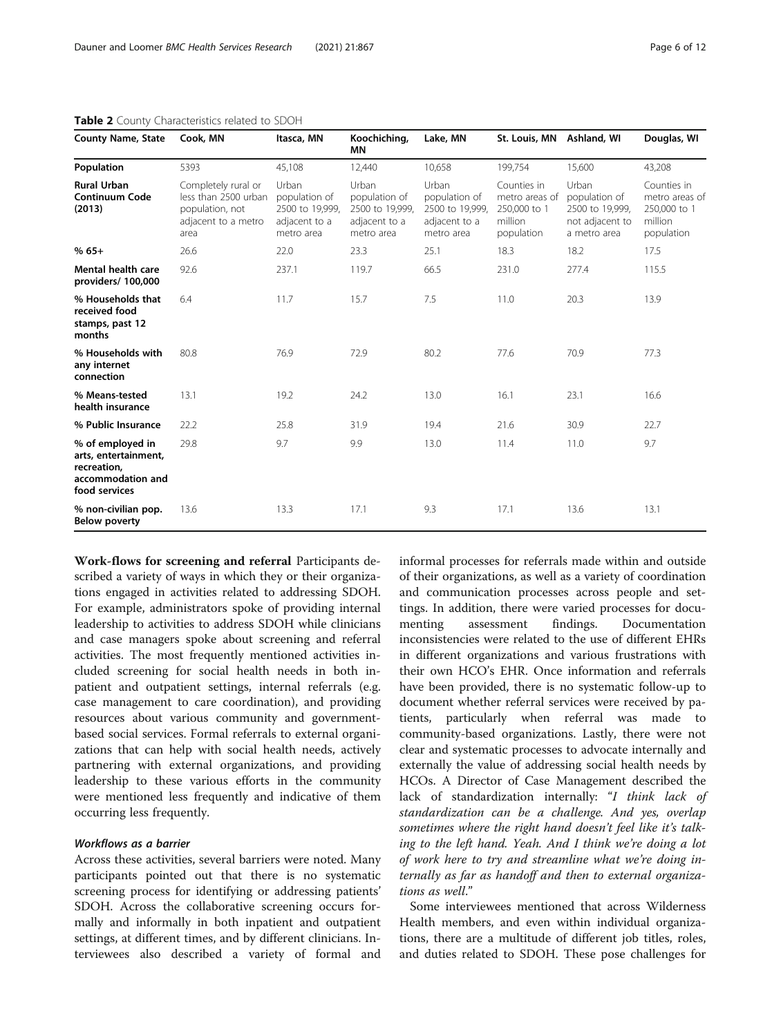**Table 2** County Characteristics related to SDOH

| County Name, State | Cook, MN | Itasca, MN | Koochiching, MN | Lake, MN | St. Louis, MN | Ashland, WI | Douglas, WI |
|---|---|---|---|---|---|---|---|
| **Population** | 5393 | 45,108 | 12,440 | 10,658 | 199,754 | 15,600 | 43,208 |
| **Rural Urban Continuum Code (2013)** | Completely rural or less than 2500 urban population, not adjacent to a metro area | Urban population of 2500 to 19,999, adjacent to a metro area | Urban population of 2500 to 19,999, adjacent to a metro area | Urban population of 2500 to 19,999, adjacent to a metro area | Counties in metro areas of 250,000 to 1 million population | Urban population of 2500 to 19,999, not adjacent to a metro area | Counties in metro areas of 250,000 to 1 million population |
| **% 65+** | 26.6 | 22.0 | 23.3 | 25.1 | 18.3 | 18.2 | 17.5 |
| **Mental health care providers/ 100,000** | 92.6 | 237.1 | 119.7 | 66.5 | 231.0 | 277.4 | 115.5 |
| **% Households that received food stamps, past 12 months** | 6.4 | 11.7 | 15.7 | 7.5 | 11.0 | 20.3 | 13.9 |
| **% Households with any internet connection** | 80.8 | 76.9 | 72.9 | 80.2 | 77.6 | 70.9 | 77.3 |
| **% Means-tested health insurance** | 13.1 | 19.2 | 24.2 | 13.0 | 16.1 | 23.1 | 16.6 |
| **% Public Insurance** | 22.2 | 25.8 | 31.9 | 19.4 | 21.6 | 30.9 | 22.7 |
| **% of employed in arts, entertainment, recreation, accommodation and food services** | 29.8 | 9.7 | 9.9 | 13.0 | 11.4 | 11.0 | 9.7 |
| **% non-civilian pop. Below poverty** | 13.6 | 13.3 | 17.1 | 9.3 | 17.1 | 13.6 | 13.1 |

**Work-flows for screening and referral** Participants described a variety of ways in which they or their organizations engaged in activities related to addressing SDOH. For example, administrators spoke of providing internal leadership to activities to address SDOH while clinicians and case managers spoke about screening and referral activities. The most frequently mentioned activities included screening for social health needs in both inpatient and outpatient settings, internal referrals (e.g. case management to care coordination), and providing resources about various community and government-based social services. Formal referrals to external organizations that can help with social health needs, actively partnering with external organizations, and providing leadership to these various efforts in the community were mentioned less frequently and indicative of them occurring less frequently.

#### *Workflows as a barrier*

Across these activities, several barriers were noted. Many participants pointed out that there is no systematic screening process for identifying or addressing patients' SDOH. Across the collaborative screening occurs formally and informally in both inpatient and outpatient settings, at different times, and by different clinicians. Interviewees also described a variety of formal and informal processes for referrals made within and outside of their organizations, as well as a variety of coordination and communication processes across people and settings. In addition, there were varied processes for documenting assessment findings. Documentation inconsistencies were related to the use of different EHRs in different organizations and various frustrations with their own HCO's EHR. Once information and referrals have been provided, there is no systematic follow-up to document whether referral services were received by patients, particularly when referral was made to community-based organizations. Lastly, there were not clear and systematic processes to advocate internally and externally the value of addressing social health needs by HCOs. A Director of Case Management described the lack of standardization internally: "*I think lack of standardization can be a challenge. And yes, overlap sometimes where the right hand doesn't feel like it's talking to the left hand. Yeah. And I think we're doing a lot of work here to try and streamline what we're doing internally as far as handoff and then to external organizations as well.*"

Some interviewees mentioned that across Wilderness Health members, and even within individual organizations, there are a multitude of different job titles, roles, and duties related to SDOH. These pose challenges for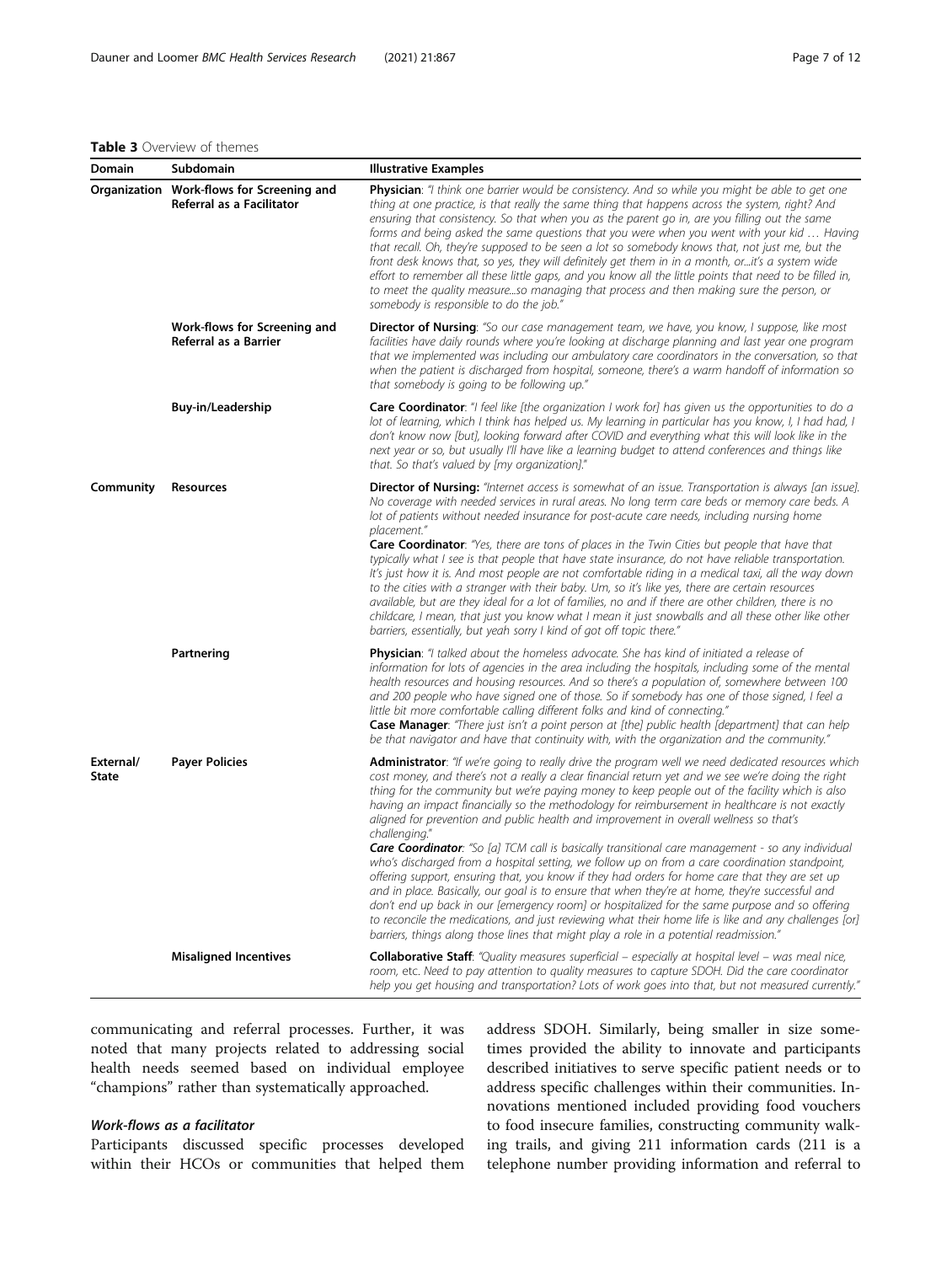**Table 3** Overview of themes

| Domain | Subdomain | Illustrative Examples |
| --- | --- | --- |
| **Organization** | **Work-flows for Screening and Referral as a Facilitator** | **Physician**: *"I think one barrier would be consistency. And so while you might be able to get one thing at one practice, is that really the same thing that happens across the system, right? And ensuring that consistency. So that when you as the parent go in, are you filling out the same forms and being asked the same questions that you were when you went with your kid … Having that recall. Oh, they're supposed to be seen a lot so somebody knows that, not just me, but the front desk knows that, so yes, they will definitely get them in in a month, or...it's a system wide effort to remember all these little gaps, and you know all the little points that need to be filled in, to meet the quality measure...so managing that process and then making sure the person, or somebody is responsible to do the job."* |
| | **Work-flows for Screening and Referral as a Barrier** | **Director of Nursing**: *"So our case management team, we have, you know, I suppose, like most facilities have daily rounds where you're looking at discharge planning and last year one program that we implemented was including our ambulatory care coordinators in the conversation, so that when the patient is discharged from hospital, someone, there's a warm handoff of information so that somebody is going to be following up."* |
| | **Buy-in/Leadership** | **Care Coordinator**: *"I feel like [the organization I work for] has given us the opportunities to do a lot of learning, which I think has helped us. My learning in particular has you know, I, I had had, I don't know now [but], looking forward after COVID and everything what this will look like in the next year or so, but usually I'll have like a learning budget to attend conferences and things like that. So that's valued by [my organization]."* |
| **Community** | **Resources** | **Director of Nursing:** *"Internet access is somewhat of an issue. Transportation is always [an issue]. No coverage with needed services in rural areas. No long term care beds or memory care beds. A lot of patients without needed insurance for post-acute care needs, including nursing home placement."* **Care Coordinator**: *"Yes, there are tons of places in the Twin Cities but people that have that typically what I see is that people that have state insurance, do not have reliable transportation. It's just how it is. And most people are not comfortable riding in a medical taxi, all the way down to the cities with a stranger with their baby. Um, so it's like yes, there are certain resources available, but are they ideal for a lot of families, no and if there are other children, there is no childcare, I mean, that just you know what I mean it just snowballs and all these other like other barriers, essentially, but yeah sorry I kind of got off topic there."* |
| | **Partnering** | **Physician**: *"I talked about the homeless advocate. She has kind of initiated a release of information for lots of agencies in the area including the hospitals, including some of the mental health resources and housing resources. And so there's a population of, somewhere between 100 and 200 people who have signed one of those. So if somebody has one of those signed, I feel a little bit more comfortable calling different folks and kind of connecting."* **Case Manager**: *"There just isn't a point person at [the] public health [department] that can help be that navigator and have that continuity with, with the organization and the community."* |
| **External/ State** | **Payer Policies** | **Administrator**: *"If we're going to really drive the program well we need dedicated resources which cost money, and there's not a really a clear financial return yet and we see we're doing the right thing for the community but we're paying money to keep people out of the facility which is also having an impact financially so the methodology for reimbursement in healthcare is not exactly aligned for prevention and public health and improvement in overall wellness so that's challenging."* ***Care Coordinator***: *"So [a] TCM call is basically transitional care management - so any individual who's discharged from a hospital setting, we follow up on from a care coordination standpoint, offering support, ensuring that, you know if they had orders for home care that they are set up and in place. Basically, our goal is to ensure that when they're at home, they're successful and don't end up back in our [emergency room] or hospitalized for the same purpose and so offering to reconcile the medications, and just reviewing what their home life is like and any challenges [or] barriers, things along those lines that might play a role in a potential readmission."* |
| | **Misaligned Incentives** | **Collaborative Staff**: *"Quality measures superficial – especially at hospital level – was meal nice, room, etc. Need to pay attention to quality measures to capture SDOH. Did the care coordinator help you get housing and transportation? Lots of work goes into that, but not measured currently."* |

communicating and referral processes. Further, it was noted that many projects related to addressing social health needs seemed based on individual employee "champions" rather than systematically approached.

#### *Work-flows as a facilitator*

Participants discussed specific processes developed within their HCOs or communities that helped them address SDOH. Similarly, being smaller in size sometimes provided the ability to innovate and participants described initiatives to serve specific patient needs or to address specific challenges within their communities. Innovations mentioned included providing food vouchers to food insecure families, constructing community walking trails, and giving 211 information cards (211 is a telephone number providing information and referral to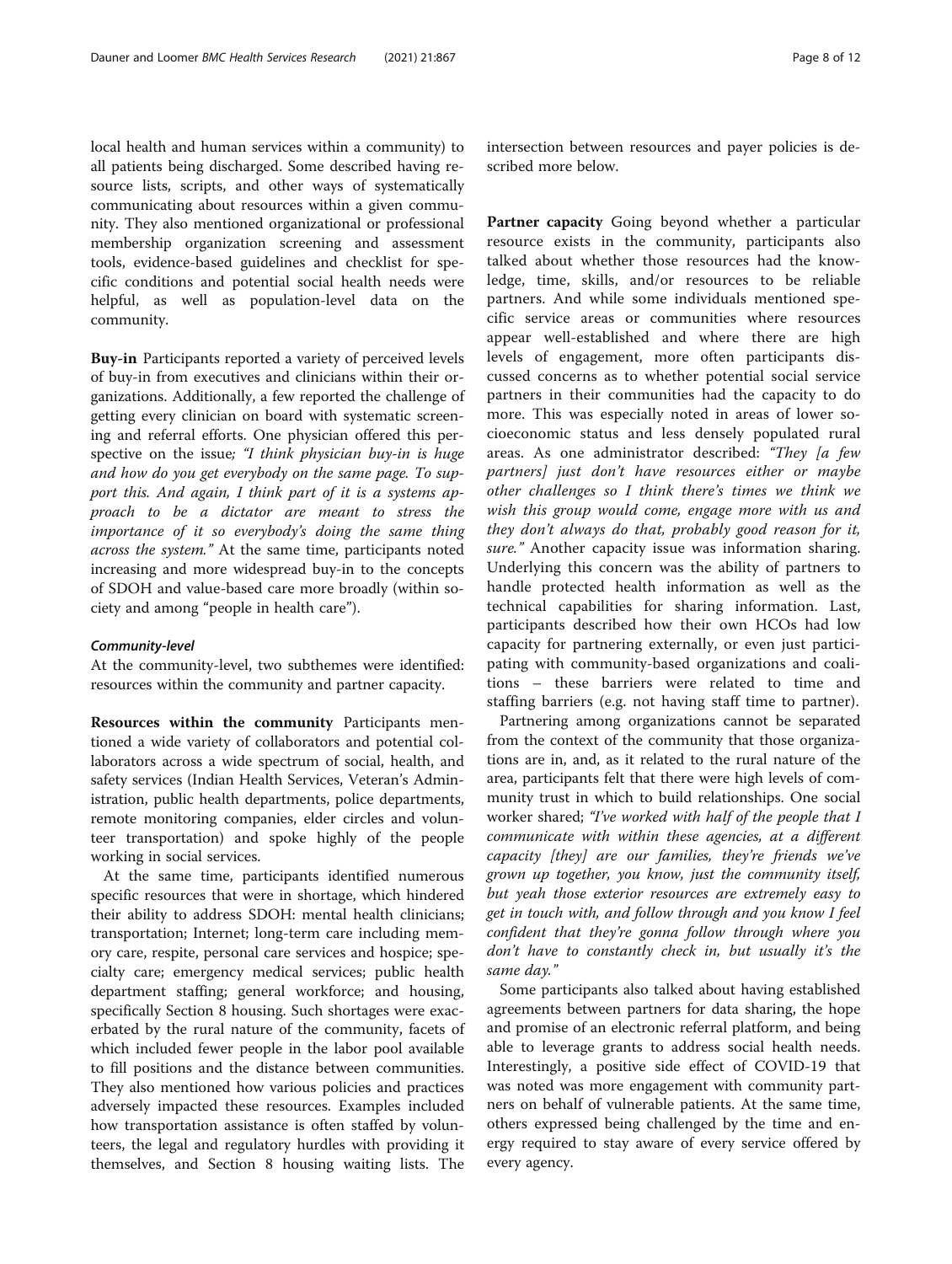local health and human services within a community) to all patients being discharged. Some described having resource lists, scripts, and other ways of systematically communicating about resources within a given community. They also mentioned organizational or professional membership organization screening and assessment tools, evidence-based guidelines and checklist for specific conditions and potential social health needs were helpful, as well as population-level data on the community.

**Buy-in** Participants reported a variety of perceived levels of buy-in from executives and clinicians within their organizations. Additionally, a few reported the challenge of getting every clinician on board with systematic screening and referral efforts. One physician offered this perspective on the issue; *"I think physician buy-in is huge and how do you get everybody on the same page. To support this. And again, I think part of it is a systems approach to be a dictator are meant to stress the importance of it so everybody's doing the same thing across the system."* At the same time, participants noted increasing and more widespread buy-in to the concepts of SDOH and value-based care more broadly (within society and among "people in health care").

#### *Community-level*

At the community-level, two subthemes were identified: resources within the community and partner capacity.

**Resources within the community** Participants mentioned a wide variety of collaborators and potential collaborators across a wide spectrum of social, health, and safety services (Indian Health Services, Veteran's Administration, public health departments, police departments, remote monitoring companies, elder circles and volunteer transportation) and spoke highly of the people working in social services.

At the same time, participants identified numerous specific resources that were in shortage, which hindered their ability to address SDOH: mental health clinicians; transportation; Internet; long-term care including memory care, respite, personal care services and hospice; specialty care; emergency medical services; public health department staffing; general workforce; and housing, specifically Section 8 housing. Such shortages were exacerbated by the rural nature of the community, facets of which included fewer people in the labor pool available to fill positions and the distance between communities. They also mentioned how various policies and practices adversely impacted these resources. Examples included how transportation assistance is often staffed by volunteers, the legal and regulatory hurdles with providing it themselves, and Section 8 housing waiting lists. The intersection between resources and payer policies is described more below.

**Partner capacity** Going beyond whether a particular resource exists in the community, participants also talked about whether those resources had the knowledge, time, skills, and/or resources to be reliable partners. And while some individuals mentioned specific service areas or communities where resources appear well-established and where there are high levels of engagement, more often participants discussed concerns as to whether potential social service partners in their communities had the capacity to do more. This was especially noted in areas of lower socioeconomic status and less densely populated rural areas. As one administrator described: *"They [a few partners] just don't have resources either or maybe other challenges so I think there's times we think we wish this group would come, engage more with us and they don't always do that, probably good reason for it, sure."* Another capacity issue was information sharing. Underlying this concern was the ability of partners to handle protected health information as well as the technical capabilities for sharing information. Last, participants described how their own HCOs had low capacity for partnering externally, or even just participating with community-based organizations and coalitions – these barriers were related to time and staffing barriers (e.g. not having staff time to partner).

Partnering among organizations cannot be separated from the context of the community that those organizations are in, and, as it related to the rural nature of the area, participants felt that there were high levels of community trust in which to build relationships. One social worker shared; *"I've worked with half of the people that I communicate with within these agencies, at a different capacity [they] are our families, they're friends we've grown up together, you know, just the community itself, but yeah those exterior resources are extremely easy to get in touch with, and follow through and you know I feel confident that they're gonna follow through where you don't have to constantly check in, but usually it's the same day."*

Some participants also talked about having established agreements between partners for data sharing, the hope and promise of an electronic referral platform, and being able to leverage grants to address social health needs. Interestingly, a positive side effect of COVID-19 that was noted was more engagement with community partners on behalf of vulnerable patients. At the same time, others expressed being challenged by the time and energy required to stay aware of every service offered by every agency.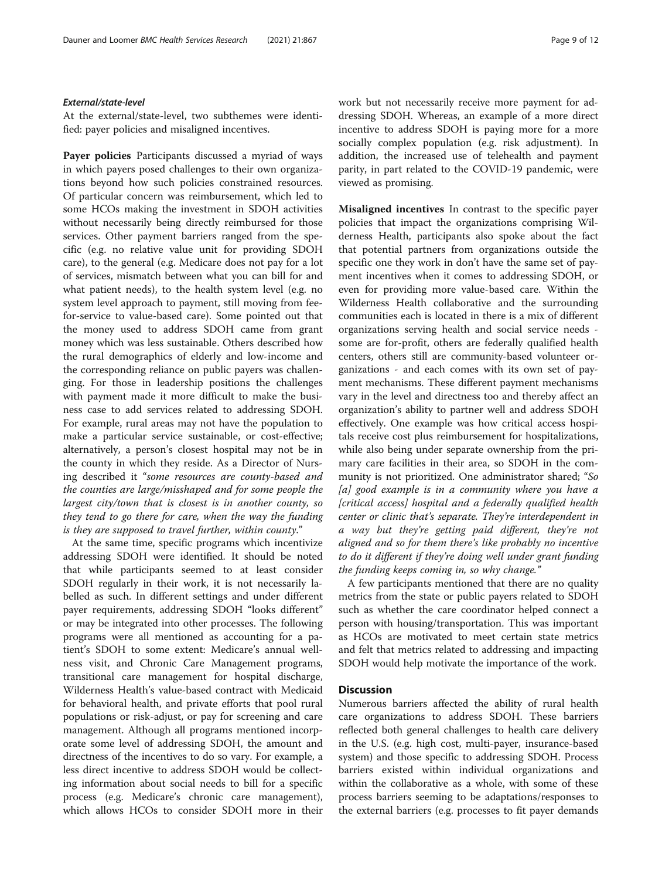#### *External/state-level*

At the external/state-level, two subthemes were identified: payer policies and misaligned incentives.

**Payer policies** Participants discussed a myriad of ways in which payers posed challenges to their own organizations beyond how such policies constrained resources. Of particular concern was reimbursement, which led to some HCOs making the investment in SDOH activities without necessarily being directly reimbursed for those services. Other payment barriers ranged from the specific (e.g. no relative value unit for providing SDOH care), to the general (e.g. Medicare does not pay for a lot of services, mismatch between what you can bill for and what patient needs), to the health system level (e.g. no system level approach to payment, still moving from fee-for-service to value-based care). Some pointed out that the money used to address SDOH came from grant money which was less sustainable. Others described how the rural demographics of elderly and low-income and the corresponding reliance on public payers was challenging. For those in leadership positions the challenges with payment made it more difficult to make the business case to add services related to addressing SDOH. For example, rural areas may not have the population to make a particular service sustainable, or cost-effective; alternatively, a person's closest hospital may not be in the county in which they reside. As a Director of Nursing described it "*some resources are county-based and the counties are large/misshaped and for some people the largest city/town that is closest is in another county, so they tend to go there for care, when the way the funding is they are supposed to travel further, within county.*"

At the same time, specific programs which incentivize addressing SDOH were identified. It should be noted that while participants seemed to at least consider SDOH regularly in their work, it is not necessarily labelled as such. In different settings and under different payer requirements, addressing SDOH "looks different" or may be integrated into other processes. The following programs were all mentioned as accounting for a patient's SDOH to some extent: Medicare's annual wellness visit, and Chronic Care Management programs, transitional care management for hospital discharge, Wilderness Health's value-based contract with Medicaid for behavioral health, and private efforts that pool rural populations or risk-adjust, or pay for screening and care management. Although all programs mentioned incorporate some level of addressing SDOH, the amount and directness of the incentives to do so vary. For example, a less direct incentive to address SDOH would be collecting information about social needs to bill for a specific process (e.g. Medicare's chronic care management), which allows HCOs to consider SDOH more in their work but not necessarily receive more payment for addressing SDOH. Whereas, an example of a more direct incentive to address SDOH is paying more for a more socially complex population (e.g. risk adjustment). In addition, the increased use of telehealth and payment parity, in part related to the COVID-19 pandemic, were viewed as promising.

**Misaligned incentives** In contrast to the specific payer policies that impact the organizations comprising Wilderness Health, participants also spoke about the fact that potential partners from organizations outside the specific one they work in don't have the same set of payment incentives when it comes to addressing SDOH, or even for providing more value-based care. Within the Wilderness Health collaborative and the surrounding communities each is located in there is a mix of different organizations serving health and social service needs - some are for-profit, others are federally qualified health centers, others still are community-based volunteer organizations - and each comes with its own set of payment mechanisms. These different payment mechanisms vary in the level and directness too and thereby affect an organization's ability to partner well and address SDOH effectively. One example was how critical access hospitals receive cost plus reimbursement for hospitalizations, while also being under separate ownership from the primary care facilities in their area, so SDOH in the community is not prioritized. One administrator shared; "*So [a] good example is in a community where you have a [critical access] hospital and a federally qualified health center or clinic that's separate. They're interdependent in a way but they're getting paid different, they're not aligned and so for them there's like probably no incentive to do it different if they're doing well under grant funding the funding keeps coming in, so why change.*"

A few participants mentioned that there are no quality metrics from the state or public payers related to SDOH such as whether the care coordinator helped connect a person with housing/transportation. This was important as HCOs are motivated to meet certain state metrics and felt that metrics related to addressing and impacting SDOH would help motivate the importance of the work.

## Discussion

Numerous barriers affected the ability of rural health care organizations to address SDOH. These barriers reflected both general challenges to health care delivery in the U.S. (e.g. high cost, multi-payer, insurance-based system) and those specific to addressing SDOH. Process barriers existed within individual organizations and within the collaborative as a whole, with some of these process barriers seeming to be adaptations/responses to the external barriers (e.g. processes to fit payer demands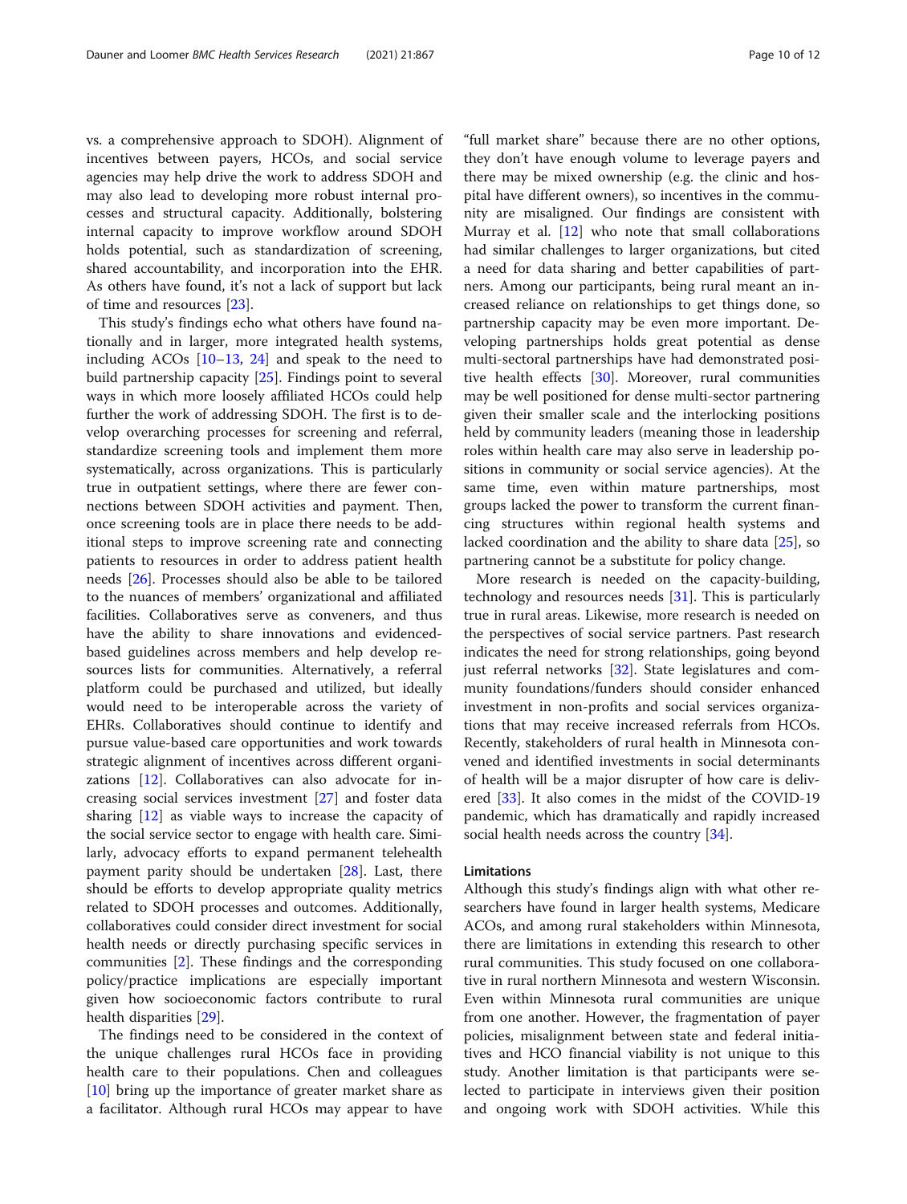vs. a comprehensive approach to SDOH). Alignment of incentives between payers, HCOs, and social service agencies may help drive the work to address SDOH and may also lead to developing more robust internal processes and structural capacity. Additionally, bolstering internal capacity to improve workflow around SDOH holds potential, such as standardization of screening, shared accountability, and incorporation into the EHR. As others have found, it's not a lack of support but lack of time and resources [23].

This study's findings echo what others have found nationally and in larger, more integrated health systems, including ACOs [10–13, 24] and speak to the need to build partnership capacity [25]. Findings point to several ways in which more loosely affiliated HCOs could help further the work of addressing SDOH. The first is to develop overarching processes for screening and referral, standardize screening tools and implement them more systematically, across organizations. This is particularly true in outpatient settings, where there are fewer connections between SDOH activities and payment. Then, once screening tools are in place there needs to be additional steps to improve screening rate and connecting patients to resources in order to address patient health needs [26]. Processes should also be able to be tailored to the nuances of members' organizational and affiliated facilities. Collaboratives serve as conveners, and thus have the ability to share innovations and evidenced-based guidelines across members and help develop resources lists for communities. Alternatively, a referral platform could be purchased and utilized, but ideally would need to be interoperable across the variety of EHRs. Collaboratives should continue to identify and pursue value-based care opportunities and work towards strategic alignment of incentives across different organizations [12]. Collaboratives can also advocate for increasing social services investment [27] and foster data sharing [12] as viable ways to increase the capacity of the social service sector to engage with health care. Similarly, advocacy efforts to expand permanent telehealth payment parity should be undertaken [28]. Last, there should be efforts to develop appropriate quality metrics related to SDOH processes and outcomes. Additionally, collaboratives could consider direct investment for social health needs or directly purchasing specific services in communities [2]. These findings and the corresponding policy/practice implications are especially important given how socioeconomic factors contribute to rural health disparities [29].

The findings need to be considered in the context of the unique challenges rural HCOs face in providing health care to their populations. Chen and colleagues [10] bring up the importance of greater market share as a facilitator. Although rural HCOs may appear to have "full market share" because there are no other options, they don't have enough volume to leverage payers and there may be mixed ownership (e.g. the clinic and hospital have different owners), so incentives in the community are misaligned. Our findings are consistent with Murray et al. [12] who note that small collaborations had similar challenges to larger organizations, but cited a need for data sharing and better capabilities of partners. Among our participants, being rural meant an increased reliance on relationships to get things done, so partnership capacity may be even more important. Developing partnerships holds great potential as dense multi-sectoral partnerships have had demonstrated positive health effects [30]. Moreover, rural communities may be well positioned for dense multi-sector partnering given their smaller scale and the interlocking positions held by community leaders (meaning those in leadership roles within health care may also serve in leadership positions in community or social service agencies). At the same time, even within mature partnerships, most groups lacked the power to transform the current financing structures within regional health systems and lacked coordination and the ability to share data [25], so partnering cannot be a substitute for policy change.

More research is needed on the capacity-building, technology and resources needs [31]. This is particularly true in rural areas. Likewise, more research is needed on the perspectives of social service partners. Past research indicates the need for strong relationships, going beyond just referral networks [32]. State legislatures and community foundations/funders should consider enhanced investment in non-profits and social services organizations that may receive increased referrals from HCOs. Recently, stakeholders of rural health in Minnesota convened and identified investments in social determinants of health will be a major disrupter of how care is delivered [33]. It also comes in the midst of the COVID-19 pandemic, which has dramatically and rapidly increased social health needs across the country [34].

### Limitations

Although this study's findings align with what other researchers have found in larger health systems, Medicare ACOs, and among rural stakeholders within Minnesota, there are limitations in extending this research to other rural communities. This study focused on one collaborative in rural northern Minnesota and western Wisconsin. Even within Minnesota rural communities are unique from one another. However, the fragmentation of payer policies, misalignment between state and federal initiatives and HCO financial viability is not unique to this study. Another limitation is that participants were selected to participate in interviews given their position and ongoing work with SDOH activities. While this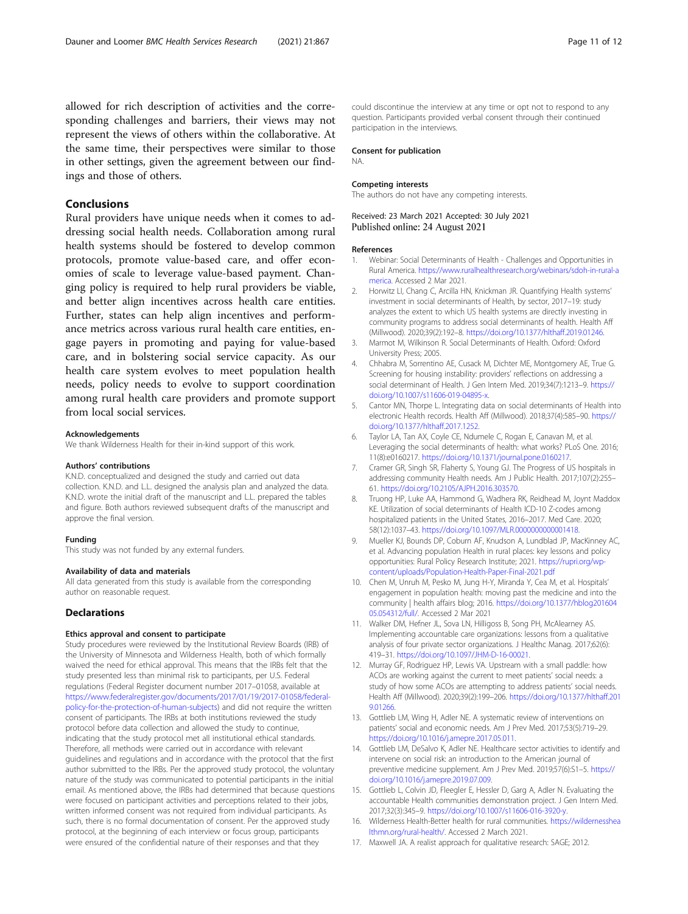allowed for rich description of activities and the corresponding challenges and barriers, their views may not represent the views of others within the collaborative. At the same time, their perspectives were similar to those in other settings, given the agreement between our findings and those of others.

## Conclusions

Rural providers have unique needs when it comes to addressing social health needs. Collaboration among rural health systems should be fostered to develop common protocols, promote value-based care, and offer economies of scale to leverage value-based payment. Changing policy is required to help rural providers be viable, and better align incentives across health care entities. Further, states can help align incentives and performance metrics across various rural health care entities, engage payers in promoting and paying for value-based care, and in bolstering social service capacity. As our health care system evolves to meet population health needs, policy needs to evolve to support coordination among rural health care providers and promote support from local social services.

### Acknowledgements

We thank Wilderness Health for their in-kind support of this work.

### Authors' contributions

K.N.D. conceptualized and designed the study and carried out data collection. K.N.D. and L.L. designed the analysis plan and analyzed the data. K.N.D. wrote the initial draft of the manuscript and L.L. prepared the tables and figure. Both authors reviewed subsequent drafts of the manuscript and approve the final version.

### Funding

This study was not funded by any external funders.

### Availability of data and materials

All data generated from this study is available from the corresponding author on reasonable request.

## Declarations

### Ethics approval and consent to participate

Study procedures were reviewed by the Institutional Review Boards (IRB) of the University of Minnesota and Wilderness Health, both of which formally waived the need for ethical approval. This means that the IRBs felt that the study presented less than minimal risk to participants, per U.S. Federal regulations (Federal Register document number 2017–01058, available at https://www.federalregister.gov/documents/2017/01/19/2017-01058/federal-policy-for-the-protection-of-human-subjects) and did not require the written consent of participants. The IRBs at both institutions reviewed the study protocol before data collection and allowed the study to continue, indicating that the study protocol met all institutional ethical standards. Therefore, all methods were carried out in accordance with relevant guidelines and regulations and in accordance with the protocol that the first author submitted to the IRBs. Per the approved study protocol, the voluntary nature of the study was communicated to potential participants in the initial email. As mentioned above, the IRBs had determined that because questions were focused on participant activities and perceptions related to their jobs, written informed consent was not required from individual participants. As such, there is no formal documentation of consent. Per the approved study protocol, at the beginning of each interview or focus group, participants were ensured of the confidential nature of their responses and that they could discontinue the interview at any time or opt not to respond to any question. Participants provided verbal consent through their continued participation in the interviews.

### Consent for publication

NA.

### Competing interests

The authors do not have any competing interests.

Received: 23 March 2021 Accepted: 30 July 2021
Published online: 24 August 2021

### References

1. Webinar: Social Determinants of Health - Challenges and Opportunities in Rural America. https://www.ruralhealthresearch.org/webinars/sdoh-in-rural-america. Accessed 2 Mar 2021.
2. Horwitz LI, Chang C, Arcilla HN, Knickman JR. Quantifying Health systems' investment in social determinants of Health, by sector, 2017–19: study analyzes the extent to which US health systems are directly investing in community programs to address social determinants of health. Health Aff (Millwood). 2020;39(2):192–8. https://doi.org/10.1377/hlthaff.2019.01246.
3. Marmot M, Wilkinson R. Social Determinants of Health. Oxford: Oxford University Press; 2005.
4. Chhabra M, Sorrentino AE, Cusack M, Dichter ME, Montgomery AE, True G. Screening for housing instability: providers' reflections on addressing a social determinant of Health. J Gen Intern Med. 2019;34(7):1213–9. https://doi.org/10.1007/s11606-019-04895-x.
5. Cantor MN, Thorpe L. Integrating data on social determinants of Health into electronic Health records. Health Aff (Millwood). 2018;37(4):585–90. https://doi.org/10.1377/hlthaff.2017.1252.
6. Taylor LA, Tan AX, Coyle CE, Ndumele C, Rogan E, Canavan M, et al. Leveraging the social determinants of health: what works? PLoS One. 2016; 11(8):e0160217. https://doi.org/10.1371/journal.pone.0160217.
7. Cramer GR, Singh SR, Flaherty S, Young GJ. The Progress of US hospitals in addressing community Health needs. Am J Public Health. 2017;107(2):255–61. https://doi.org/10.2105/AJPH.2016.303570.
8. Truong HP, Luke AA, Hammond G, Wadhera RK, Reidhead M, Joynt Maddox KE. Utilization of social determinants of Health ICD-10 Z-codes among hospitalized patients in the United States, 2016–2017. Med Care. 2020; 58(12):1037–43. https://doi.org/10.1097/MLR.0000000000001418.
9. Mueller KJ, Bounds DP, Coburn AF, Knudson A, Lundblad JP, MacKinney AC, et al. Advancing population Health in rural places: key lessons and policy opportunities: Rural Policy Research Institute; 2021. https://rupri.org/wp-content/uploads/Population-Health-Paper-Final-2021.pdf
10. Chen M, Unruh M, Pesko M, Jung H-Y, Miranda Y, Cea M, et al. Hospitals' engagement in population health: moving past the medicine and into the community | health affairs blog; 2016. https://doi.org/10.1377/hblog20160405.054312/full/. Accessed 2 Mar 2021
11. Walker DM, Hefner JL, Sova LN, Hilligoss B, Song PH, McAlearney AS. Implementing accountable care organizations: lessons from a qualitative analysis of four private sector organizations. J Healthc Manag. 2017;62(6): 419–31. https://doi.org/10.1097/JHM-D-16-00021.
12. Murray GF, Rodriguez HP, Lewis VA. Upstream with a small paddle: how ACOs are working against the current to meet patients' social needs: a study of how some ACOs are attempting to address patients' social needs. Health Aff (Millwood). 2020;39(2):199–206. https://doi.org/10.1377/hlthaff.2019.01266.
13. Gottlieb LM, Wing H, Adler NE. A systematic review of interventions on patients' social and economic needs. Am J Prev Med. 2017;53(5):719–29. https://doi.org/10.1016/j.amepre.2017.05.011.
14. Gottlieb LM, DeSalvo K, Adler NE. Healthcare sector activities to identify and intervene on social risk: an introduction to the American journal of preventive medicine supplement. Am J Prev Med. 2019;57(6):S1–5. https://doi.org/10.1016/j.amepre.2019.07.009.
15. Gottlieb L, Colvin JD, Fleegler E, Hessler D, Garg A, Adler N. Evaluating the accountable Health communities demonstration project. J Gen Intern Med. 2017;32(3):345–9. https://doi.org/10.1007/s11606-016-3920-y.
16. Wilderness Health-Better health for rural communities. https://wildernesshealthmn.org/rural-health/. Accessed 2 March 2021.
17. Maxwell JA. A realist approach for qualitative research: SAGE; 2012.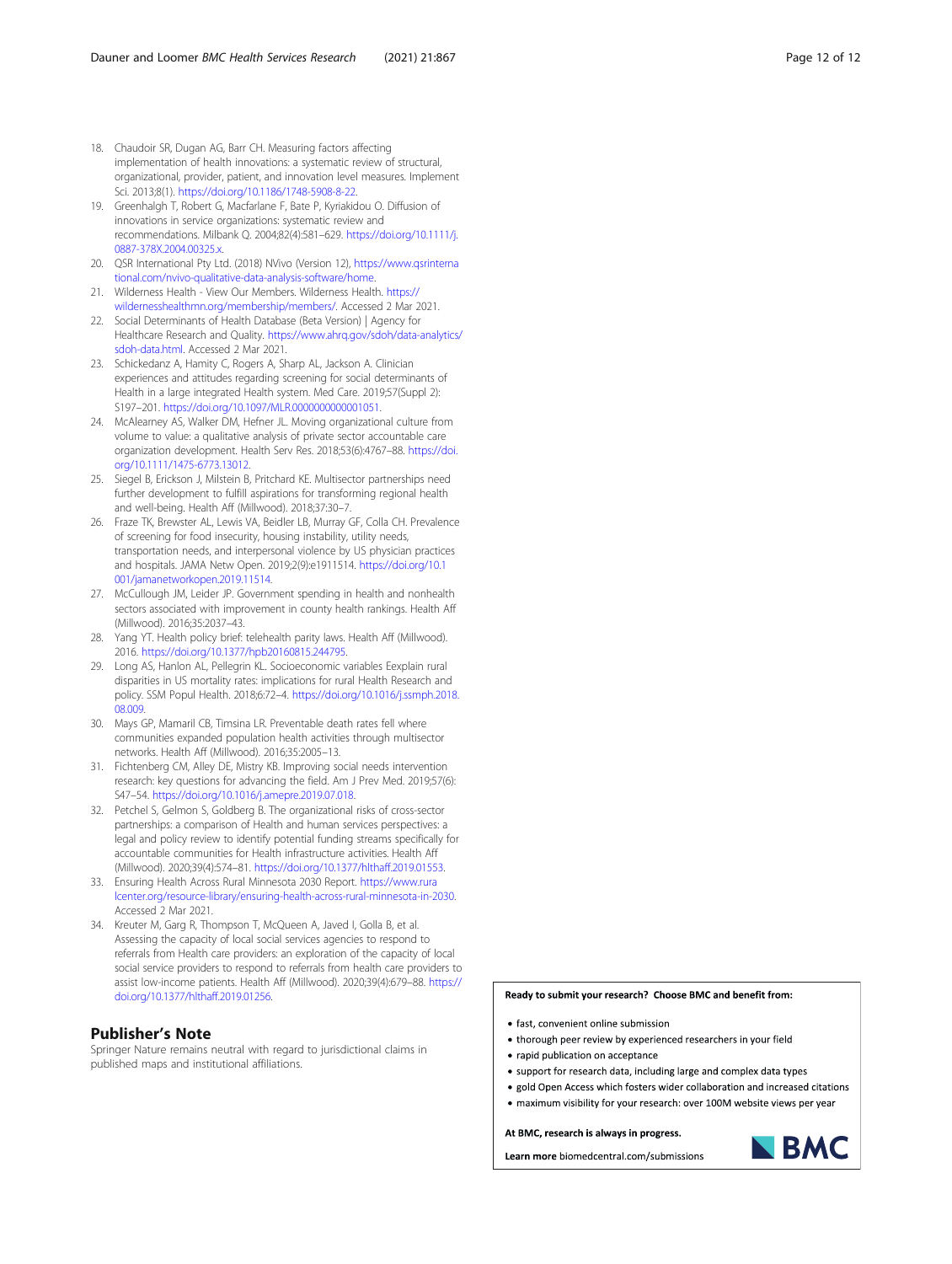18. Chaudoir SR, Dugan AG, Barr CH. Measuring factors affecting implementation of health innovations: a systematic review of structural, organizational, provider, patient, and innovation level measures. Implement Sci. 2013;8(1). https://doi.org/10.1186/1748-5908-8-22.
19. Greenhalgh T, Robert G, Macfarlane F, Bate P, Kyriakidou O. Diffusion of innovations in service organizations: systematic review and recommendations. Milbank Q. 2004;82(4):581–629. https://doi.org/10.1111/j.0887-378X.2004.00325.x.
20. QSR International Pty Ltd. (2018) NVivo (Version 12), https://www.qsrinternational.com/nvivo-qualitative-data-analysis-software/home.
21. Wilderness Health - View Our Members. Wilderness Health. https://wildernesshealthmn.org/membership/members/. Accessed 2 Mar 2021.
22. Social Determinants of Health Database (Beta Version) | Agency for Healthcare Research and Quality. https://www.ahrq.gov/sdoh/data-analytics/sdoh-data.html. Accessed 2 Mar 2021.
23. Schickedanz A, Hamity C, Rogers A, Sharp AL, Jackson A. Clinician experiences and attitudes regarding screening for social determinants of Health in a large integrated Health system. Med Care. 2019;57(Suppl 2): S197–201. https://doi.org/10.1097/MLR.0000000000001051.
24. McAlearney AS, Walker DM, Hefner JL. Moving organizational culture from volume to value: a qualitative analysis of private sector accountable care organization development. Health Serv Res. 2018;53(6):4767–88. https://doi.org/10.1111/1475-6773.13012.
25. Siegel B, Erickson J, Milstein B, Pritchard KE. Multisector partnerships need further development to fulfill aspirations for transforming regional health and well-being. Health Aff (Millwood). 2018;37:30–7.
26. Fraze TK, Brewster AL, Lewis VA, Beidler LB, Murray GF, Colla CH. Prevalence of screening for food insecurity, housing instability, utility needs, transportation needs, and interpersonal violence by US physician practices and hospitals. JAMA Netw Open. 2019;2(9):e1911514. https://doi.org/10.1001/jamanetworkopen.2019.11514.
27. McCullough JM, Leider JP. Government spending in health and nonhealth sectors associated with improvement in county health rankings. Health Aff (Millwood). 2016;35:2037–43.
28. Yang YT. Health policy brief: telehealth parity laws. Health Aff (Millwood). 2016. https://doi.org/10.1377/hpb20160815.244795.
29. Long AS, Hanlon AL, Pellegrin KL. Socioeconomic variables Eexplain rural disparities in US mortality rates: implications for rural Health Research and policy. SSM Popul Health. 2018;6:72–4. https://doi.org/10.1016/j.ssmph.2018.08.009.
30. Mays GP, Mamaril CB, Timsina LR. Preventable death rates fell where communities expanded population health activities through multisector networks. Health Aff (Millwood). 2016;35:2005–13.
31. Fichtenberg CM, Alley DE, Mistry KB. Improving social needs intervention research: key questions for advancing the field. Am J Prev Med. 2019;57(6): S47–54. https://doi.org/10.1016/j.amepre.2019.07.018.
32. Petchel S, Gelmon S, Goldberg B. The organizational risks of cross-sector partnerships: a comparison of Health and human services perspectives: a legal and policy review to identify potential funding streams specifically for accountable communities for Health infrastructure activities. Health Aff (Millwood). 2020;39(4):574–81. https://doi.org/10.1377/hlthaff.2019.01553.
33. Ensuring Health Across Rural Minnesota 2030 Report. https://www.ruralcenter.org/resource-library/ensuring-health-across-rural-minnesota-in-2030. Accessed 2 Mar 2021.
34. Kreuter M, Garg R, Thompson T, McQueen A, Javed I, Golla B, et al. Assessing the capacity of local social services agencies to respond to referrals from Health care providers: an exploration of the capacity of local social service providers to respond to referrals from health care providers to assist low-income patients. Health Aff (Millwood). 2020;39(4):679–88. https://doi.org/10.1377/hlthaff.2019.01256.

## Publisher's Note

Springer Nature remains neutral with regard to jurisdictional claims in published maps and institutional affiliations.

**Ready to submit your research? Choose BMC and benefit from:**

- fast, convenient online submission
- thorough peer review by experienced researchers in your field
- rapid publication on acceptance
- support for research data, including large and complex data types
- gold Open Access which fosters wider collaboration and increased citations
- maximum visibility for your research: over 100M website views per year

**At BMC, research is always in progress.**

**Learn more** biomedcentral.com/submissions

BMC